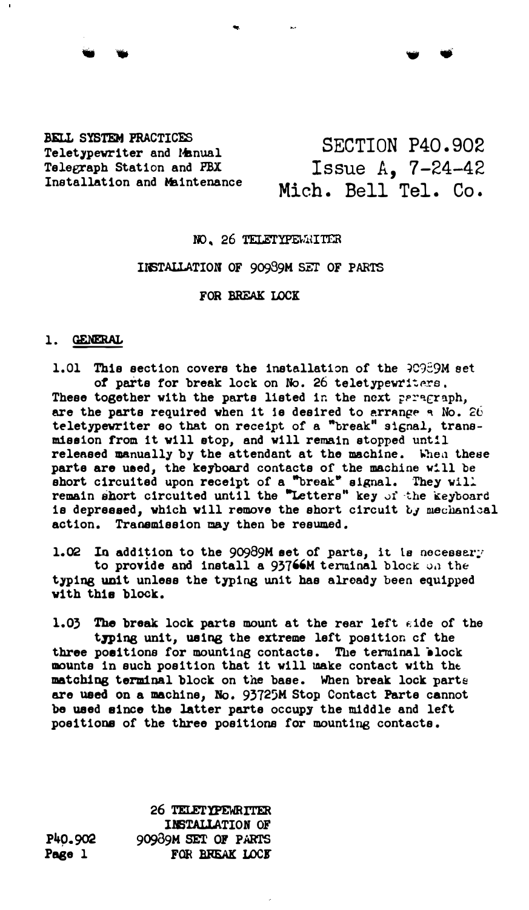BELL SYSTEM PRACTICES
Teletypewriter and Manual
Telegraph Station and PBX
Installation and Maintenance

SECTION P40.902
Issue A, 7-24-42
Mich. Bell Tel. Co.

# NO. 26 TELETYPEWRITER

## INSTALLATION OF 90989M SET OF PARTS

## FOR BREAK LOCK

### 1. GENERAL

1.01 This section covers the installation of the 90989M set of parts for break lock on No. 26 teletypewriters. These together with the parts listed in the next paragraph, are the parts required when it is desired to arrange a No. 26 teletypewriter so that on receipt of a "break" signal, transmission from it will stop, and will remain stopped until released manually by the attendant at the machine. When these parts are used, the keyboard contacts of the machine will be short circuited upon receipt of a "break" signal. They will remain short circuited until the "Letters" key of the keyboard is depressed, which will remove the short circuit by mechanical action. Transmission may then be resumed.

1.02 In addition to the 90989M set of parts, it is necessary to provide and install a 93766M terminal block on the typing unit unless the typing unit has already been equipped with this block.

1.03 The break lock parts mount at the rear left side of the typing unit, using the extreme left position of the three positions for mounting contacts. The terminal block mounts in such position that it will make contact with the matching terminal block on the base. When break lock parts are used on a machine, No. 93725M Stop Contact Parts cannot be used since the latter parts occupy the middle and left positions of the three positions for mounting contacts.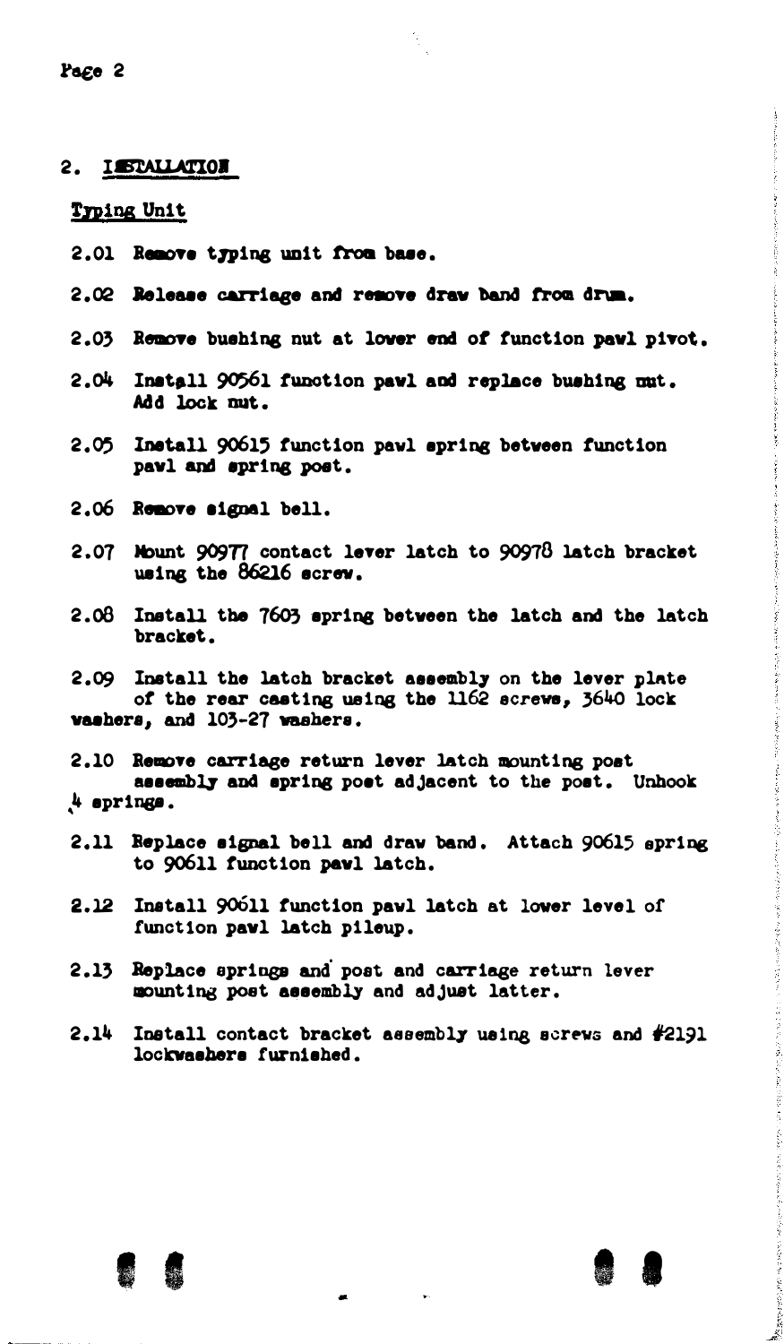## 2. INSTALLATION

### Typing Unit

2.01 Remove typing unit from base.

2.02 Release carriage and remove draw band from drum.

2.03 Remove bushing nut at lower end of function pawl pivot.

2.04 Install 90561 function pawl and replace bushing nut. Add lock nut.

2.05 Install 90615 function pawl spring between function pawl and spring post.

2.06 Remove signal bell.

2.07 Mount 90977 contact lever latch to 90978 latch bracket using the 86216 screw.

2.08 Install the 7603 spring between the latch and the latch bracket.

2.09 Install the latch bracket assembly on the lever plate of the rear casting using the 1162 screws, 3640 lock washers, and 103-27 washers.

2.10 Remove carriage return lever latch mounting post assembly and spring post adjacent to the post. Unhook 4 springs.

2.11 Replace signal bell and draw band. Attach 90615 spring to 90611 function pawl latch.

2.12 Install 90611 function pawl latch at lower level of function pawl latch pileup.

2.13 Replace springs and post and carriage return lever mounting post assembly and adjust latter.

2.14 Install contact bracket assembly using screws and #2191 lockwashers furnished.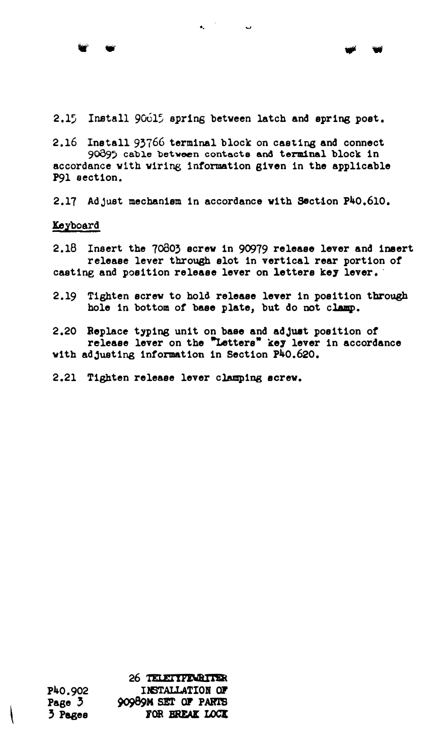2.15 Install 90615 spring between latch and spring post.

2.16 Install 93766 terminal block on casting and connect 90895 cable between contacts and terminal block in accordance with wiring information given in the applicable P91 section.

2.17 Adjust mechanism in accordance with Section P40.610.

Keyboard

2.18 Insert the 70803 screw in 90979 release lever and insert release lever through slot in vertical rear portion of casting and position release lever on letters key lever.

2.19 Tighten screw to hold release lever in position through hole in bottom of base plate, but do not clamp.

2.20 Replace typing unit on base and adjust position of release lever on the "Letters" key lever in accordance with adjusting information in Section P40.620.

2.21 Tighten release lever clamping screw.

P40.902
Page 3
3 Pages

26 TELETYPEWRITER
INSTALLATION OF
90989M SET OF PARTS
FOR BREAK LOCK